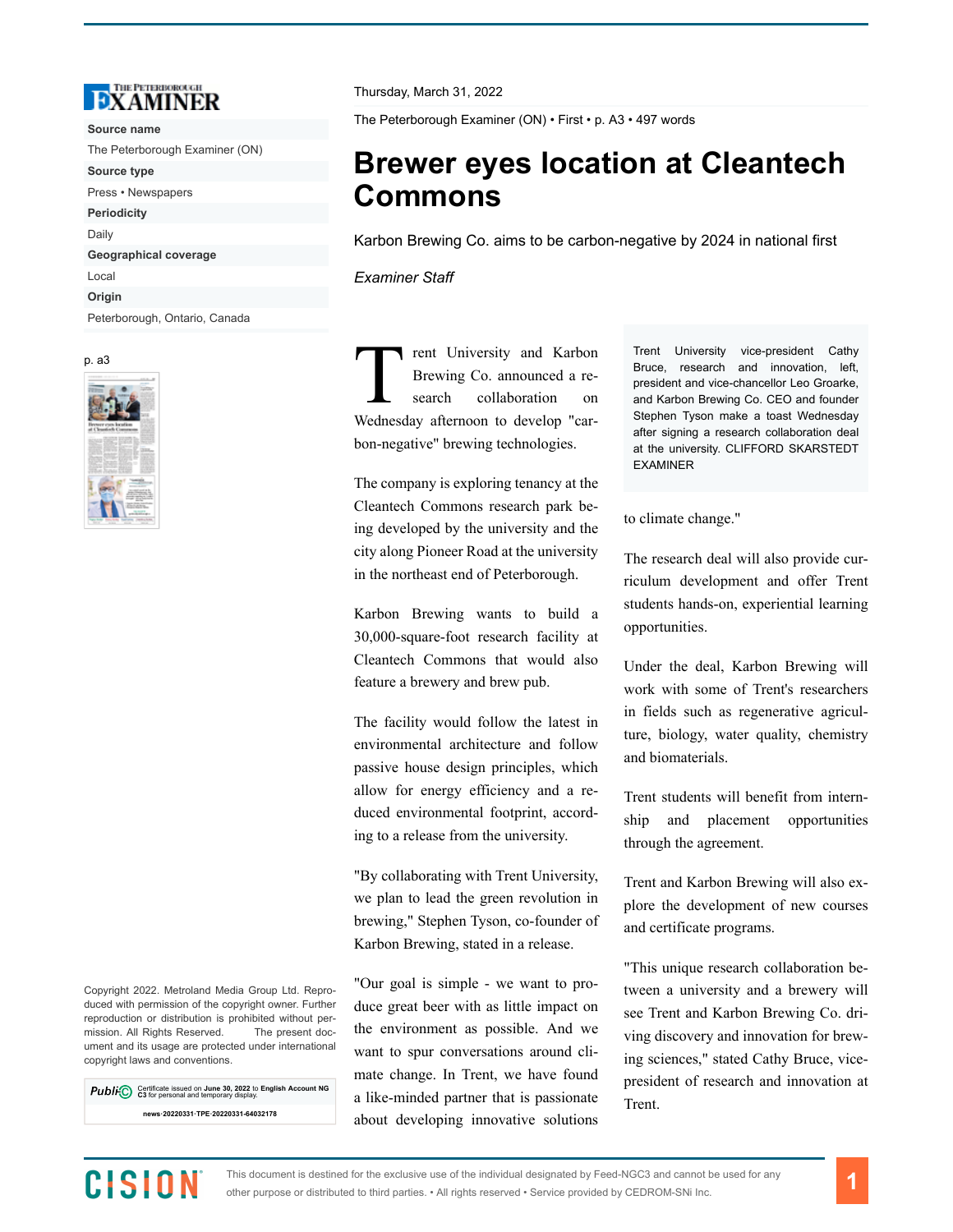Thursday, March 31, 2022

The Peterborough Examiner (ON) • First • p. A3 • 497 words

# Brewer eyes location at Cleantech Commons

Karbon Brewing Co. aims to be carbon-negative by 2024 in national first

*Examiner Staff*

Trent University and Karbon Brewing Co. announced a research collaboration on Wednesday afternoon to develop "carbon-negative" brewing technologies.

The company is exploring tenancy at the Cleantech Commons research park being developed by the university and the city along Pioneer Road at the university in the northeast end of Peterborough.

Karbon Brewing wants to build a 30,000-square-foot research facility at Cleantech Commons that would also feature a brewery and brew pub.

The facility would follow the latest in environmental architecture and follow passive house design principles, which allow for energy efficiency and a reduced environmental footprint, according to a release from the university.

"By collaborating with Trent University, we plan to lead the green revolution in brewing," Stephen Tyson, co-founder of Karbon Brewing, stated in a release.

"Our goal is simple - we want to produce great beer with as little impact on the environment as possible. And we want to spur conversations around climate change. In Trent, we have found a like-minded partner that is passionate about developing innovative solutions to climate change."

Trent University vice-president Cathy Bruce, research and innovation, left, president and vice-chancellor Leo Groarke, and Karbon Brewing Co. CEO and founder Stephen Tyson make a toast Wednesday after signing a research collaboration deal at the university. CLIFFORD SKARSTEDT EXAMINER

The research deal will also provide curriculum development and offer Trent students hands-on, experiential learning opportunities.

Under the deal, Karbon Brewing will work with some of Trent's researchers in fields such as regenerative agriculture, biology, water quality, chemistry and biomaterials.

Trent students will benefit from internship and placement opportunities through the agreement.

Trent and Karbon Brewing will also explore the development of new courses and certificate programs.

"This unique research collaboration between a university and a brewery will see Trent and Karbon Brewing Co. driving discovery and innovation for brewing sciences," stated Cathy Bruce, vice-president of research and innovation at Trent.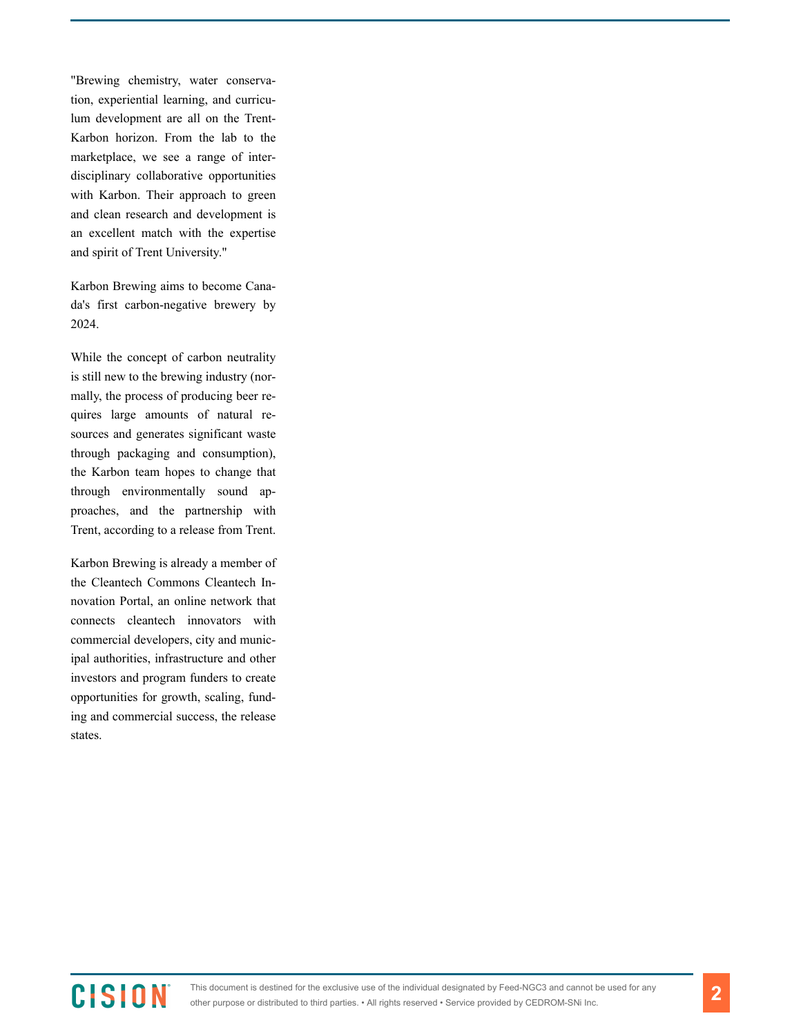"Brewing chemistry, water conservation, experiential learning, and curriculum development are all on the Trent-Karbon horizon. From the lab to the marketplace, we see a range of interdisciplinary collaborative opportunities with Karbon. Their approach to green and clean research and development is an excellent match with the expertise and spirit of Trent University."

Karbon Brewing aims to become Canada's first carbon-negative brewery by 2024.

While the concept of carbon neutrality is still new to the brewing industry (normally, the process of producing beer requires large amounts of natural resources and generates significant waste through packaging and consumption), the Karbon team hopes to change that through environmentally sound approaches, and the partnership with Trent, according to a release from Trent.

Karbon Brewing is already a member of the Cleantech Commons Cleantech Innovation Portal, an online network that connects cleantech innovators with commercial developers, city and municipal authorities, infrastructure and other investors and program funders to create opportunities for growth, scaling, funding and commercial success, the release states.